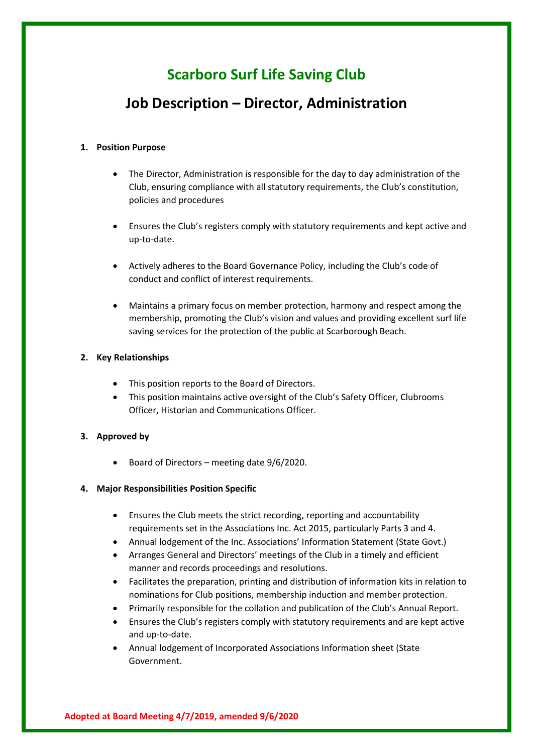# Scarboro Surf Life Saving Club

## Job Description – Director, Administration

1. **Position Purpose**

    - The Director, Administration is responsible for the day to day administration of the Club, ensuring compliance with all statutory requirements, the Club's constitution, policies and procedures

    - Ensures the Club's registers comply with statutory requirements and kept active and up-to-date.

    - Actively adheres to the Board Governance Policy, including the Club's code of conduct and conflict of interest requirements.

    - Maintains a primary focus on member protection, harmony and respect among the membership, promoting the Club's vision and values and providing excellent surf life saving services for the protection of the public at Scarborough Beach.

2. **Key Relationships**

    - This position reports to the Board of Directors.
    - This position maintains active oversight of the Club's Safety Officer, Clubrooms Officer, Historian and Communications Officer.

3. **Approved by**

    - Board of Directors – meeting date 9/6/2020.

4. **Major Responsibilities Position Specific**

    - Ensures the Club meets the strict recording, reporting and accountability requirements set in the Associations Inc. Act 2015, particularly Parts 3 and 4.
    - Annual lodgement of the Inc. Associations' Information Statement (State Govt.)
    - Arranges General and Directors' meetings of the Club in a timely and efficient manner and records proceedings and resolutions.
    - Facilitates the preparation, printing and distribution of information kits in relation to nominations for Club positions, membership induction and member protection.
    - Primarily responsible for the collation and publication of the Club's Annual Report.
    - Ensures the Club's registers comply with statutory requirements and are kept active and up-to-date.
    - Annual lodgement of Incorporated Associations Information sheet (State Government.

**Adopted at Board Meeting 4/7/2019, amended 9/6/2020**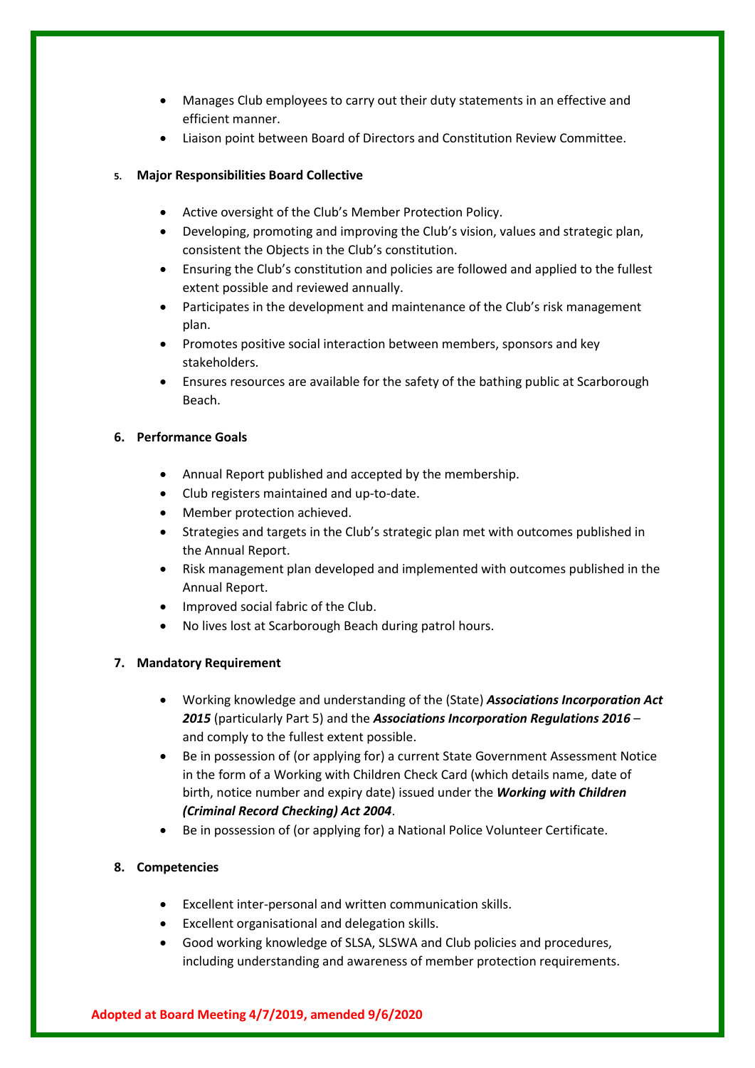- Manages Club employees to carry out their duty statements in an effective and efficient manner.
- Liaison point between Board of Directors and Constitution Review Committee.

**5. Major Responsibilities Board Collective**

- Active oversight of the Club's Member Protection Policy.
- Developing, promoting and improving the Club's vision, values and strategic plan, consistent the Objects in the Club's constitution.
- Ensuring the Club's constitution and policies are followed and applied to the fullest extent possible and reviewed annually.
- Participates in the development and maintenance of the Club's risk management plan.
- Promotes positive social interaction between members, sponsors and key stakeholders.
- Ensures resources are available for the safety of the bathing public at Scarborough Beach.

**6. Performance Goals**

- Annual Report published and accepted by the membership.
- Club registers maintained and up-to-date.
- Member protection achieved.
- Strategies and targets in the Club's strategic plan met with outcomes published in the Annual Report.
- Risk management plan developed and implemented with outcomes published in the Annual Report.
- Improved social fabric of the Club.
- No lives lost at Scarborough Beach during patrol hours.

**7. Mandatory Requirement**

- Working knowledge and understanding of the (State) ***Associations Incorporation Act 2015*** (particularly Part 5) and the ***Associations Incorporation Regulations 2016*** – and comply to the fullest extent possible.
- Be in possession of (or applying for) a current State Government Assessment Notice in the form of a Working with Children Check Card (which details name, date of birth, notice number and expiry date) issued under the ***Working with Children (Criminal Record Checking) Act 2004***.
- Be in possession of (or applying for) a National Police Volunteer Certificate.

**8. Competencies**

- Excellent inter-personal and written communication skills.
- Excellent organisational and delegation skills.
- Good working knowledge of SLSA, SLSWA and Club policies and procedures, including understanding and awareness of member protection requirements.

**Adopted at Board Meeting 4/7/2019, amended 9/6/2020**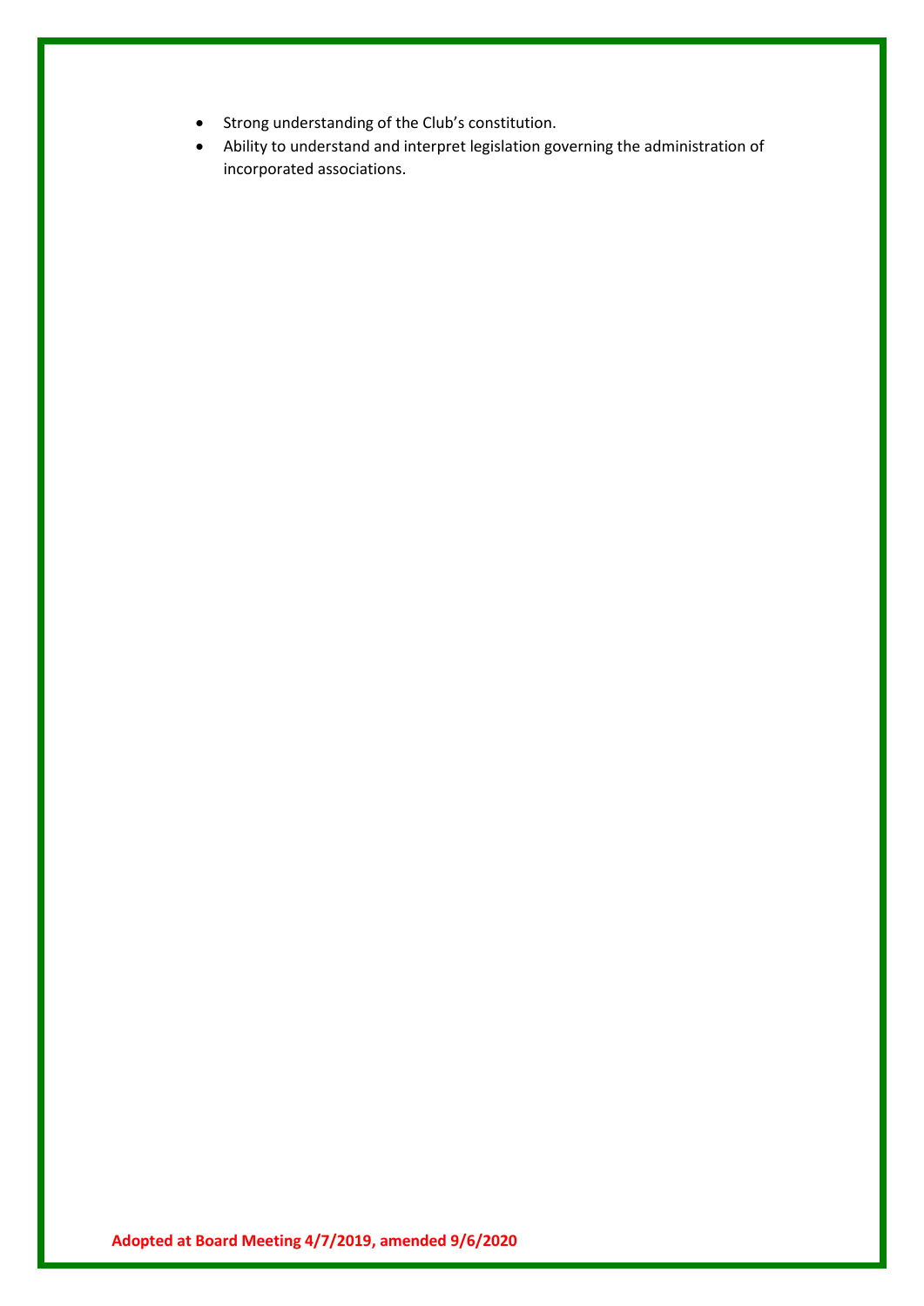- Strong understanding of the Club's constitution.
- Ability to understand and interpret legislation governing the administration of incorporated associations.

**Adopted at Board Meeting 4/7/2019, amended 9/6/2020**